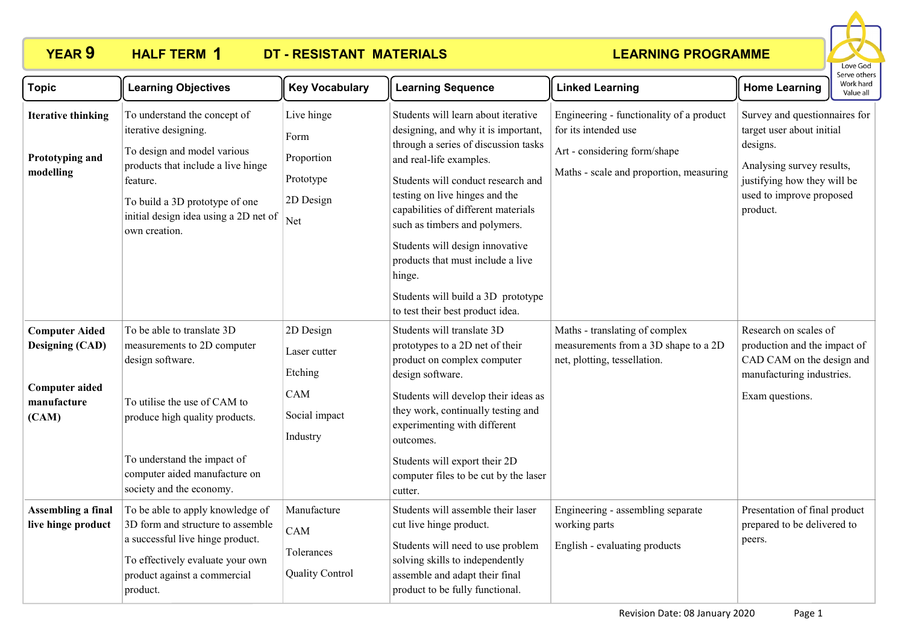# YEAR 9 HALF TERM 1 DT - RESISTANT MATERIALS LEARNING PROGRAMME

Love God
Serve others
Work hard
Value all

| Topic | Learning Objectives | Key Vocabulary | Learning Sequence | Linked Learning | Home Learning |
|---|---|---|---|---|---|
| **Iterative thinking**<br><br>**Prototyping and modelling** | To understand the concept of iterative designing.<br><br>To design and model various products that include a live hinge feature.<br><br>To build a 3D prototype of one initial design idea using a 2D net of own creation. | Live hinge<br><br>Form<br><br>Proportion<br><br>Prototype<br><br>2D Design<br><br>Net | Students will learn about iterative designing, and why it is important, through a series of discussion tasks and real-life examples.<br><br>Students will conduct research and testing on live hinges and the capabilities of different materials such as timbers and polymers.<br><br>Students will design innovative products that must include a live hinge.<br><br>Students will build a 3D prototype to test their best product idea. | Engineering - functionality of a product for its intended use<br><br>Art - considering form/shape<br><br>Maths - scale and proportion, measuring | Survey and questionnaires for target user about initial designs.<br><br>Analysing survey results, justifying how they will be used to improve proposed product. |
| **Computer Aided Designing (CAD)**<br><br>**Computer aided manufacture (CAM)** | To be able to translate 3D measurements to 2D computer design software.<br><br>To utilise the use of CAM to produce high quality products.<br><br>To understand the impact of computer aided manufacture on society and the economy. | 2D Design<br><br>Laser cutter<br><br>Etching<br><br>CAM<br><br>Social impact<br><br>Industry | Students will translate 3D prototypes to a 2D net of their product on complex computer design software.<br><br>Students will develop their ideas as they work, continually testing and experimenting with different outcomes.<br><br>Students will export their 2D computer files to be cut by the laser cutter. | Maths - translating of complex measurements from a 3D shape to a 2D net, plotting, tessellation. | Research on scales of production and the impact of CAD CAM on the design and manufacturing industries.<br><br>Exam questions. |
| **Assembling a final live hinge product** | To be able to apply knowledge of 3D form and structure to assemble a successful live hinge product.<br><br>To effectively evaluate your own product against a commercial product. | Manufacture<br><br>CAM<br><br>Tolerances<br><br>Quality Control | Students will assemble their laser cut live hinge product.<br><br>Students will need to use problem solving skills to independently assemble and adapt their final product to be fully functional. | Engineering - assembling separate working parts<br><br>English - evaluating products | Presentation of final product prepared to be delivered to peers. |

Revision Date: 08 January 2020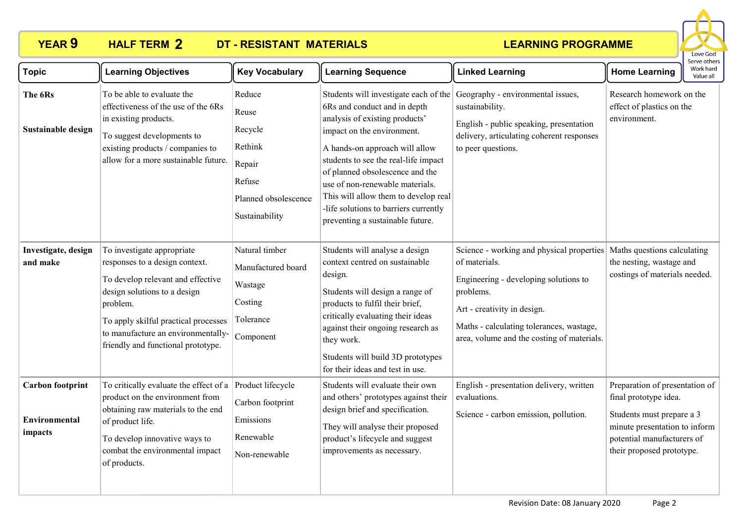# YEAR 9 HALF TERM 2 DT - RESISTANT MATERIALS LEARNING PROGRAMME

Love God
Serve others
Work hard
Value all

| Topic | Learning Objectives | Key Vocabulary | Learning Sequence | Linked Learning | Home Learning |
|---|---|---|---|---|---|
| **The 6Rs**<br><br>**Sustainable design** | To be able to evaluate the effectiveness of the use of the 6Rs in existing products.<br><br>To suggest developments to existing products / companies to allow for a more sustainable future. | Reduce<br>Reuse<br>Recycle<br>Rethink<br>Repair<br>Refuse<br>Planned obsolescence<br>Sustainability | Students will investigate each of the 6Rs and conduct and in depth analysis of existing products' impact on the environment.<br><br>A hands-on approach will allow students to see the real-life impact of planned obsolescence and the use of non-renewable materials. This will allow them to develop real -life solutions to barriers currently preventing a sustainable future. | Geography - environmental issues, sustainability.<br><br>English - public speaking, presentation delivery, articulating coherent responses to peer questions. | Research homework on the effect of plastics on the environment. |
| **Investigate, design and make** | To investigate appropriate responses to a design context.<br><br>To develop relevant and effective design solutions to a design problem.<br><br>To apply skilful practical processes to manufacture an environmentally-friendly and functional prototype. | Natural timber<br>Manufactured board<br>Wastage<br>Costing<br>Tolerance<br>Component | Students will analyse a design context centred on sustainable design.<br><br>Students will design a range of products to fulfil their brief, critically evaluating their ideas against their ongoing research as they work.<br><br>Students will build 3D prototypes for their ideas and test in use. | Science - working and physical properties of materials.<br><br>Engineering - developing solutions to problems.<br><br>Art - creativity in design.<br><br>Maths - calculating tolerances, wastage, area, volume and the costing of materials. | Maths questions calculating the nesting, wastage and costings of materials needed. |
| **Carbon footprint**<br><br>**Environmental impacts** | To critically evaluate the effect of a product on the environment from obtaining raw materials to the end of product life.<br><br>To develop innovative ways to combat the environmental impact of products. | Product lifecycle<br>Carbon footprint<br>Emissions<br>Renewable<br>Non-renewable | Students will evaluate their own and others' prototypes against their design brief and specification.<br><br>They will analyse their proposed product's lifecycle and suggest improvements as necessary. | English - presentation delivery, written evaluations.<br><br>Science - carbon emission, pollution. | Preparation of presentation of final prototype idea.<br><br>Students must prepare a 3 minute presentation to inform potential manufacturers of their proposed prototype. |

Revision Date: 08 January 2020